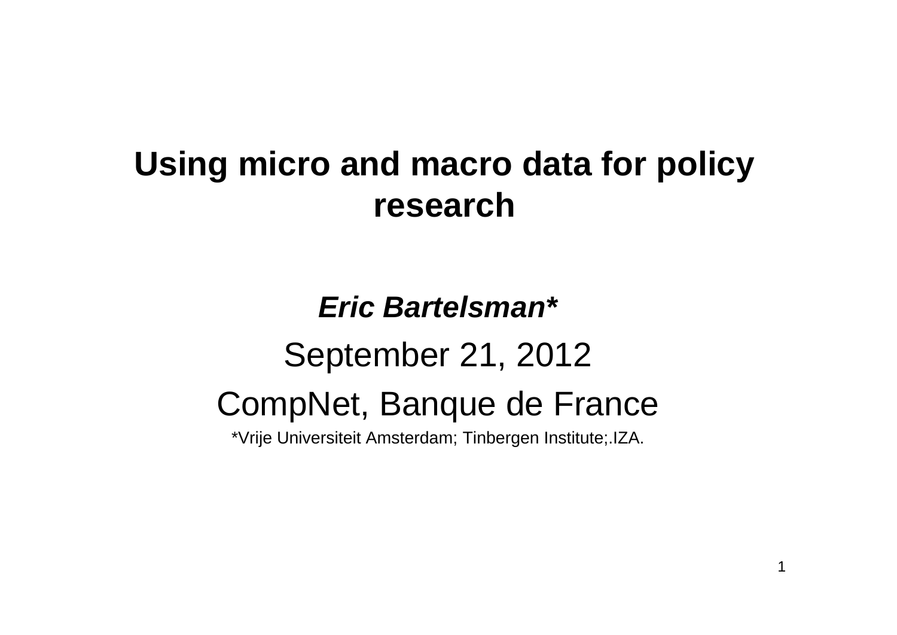# Using micro and macro data for policy research

***Eric Bartelsman****

September 21, 2012

CompNet, Banque de France

*Vrije Universiteit Amsterdam; Tinbergen Institute;.IZA.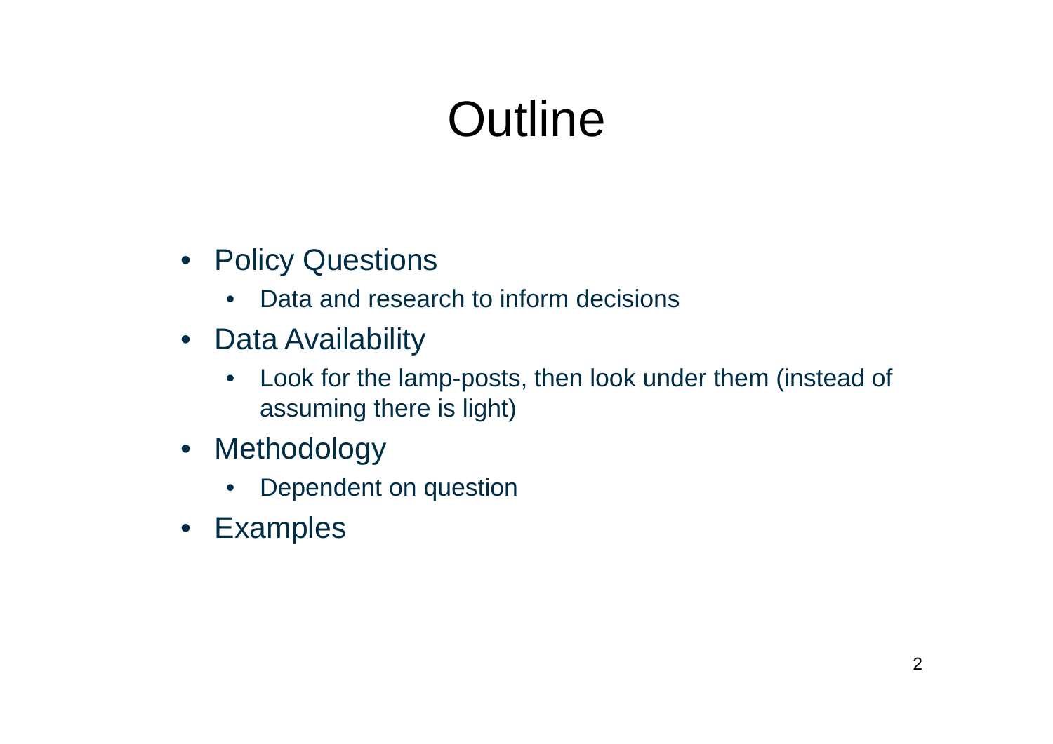# Outline

- Policy Questions
  - Data and research to inform decisions
- Data Availability
  - Look for the lamp-posts, then look under them (instead of assuming there is light)
- Methodology
  - Dependent on question
- Examples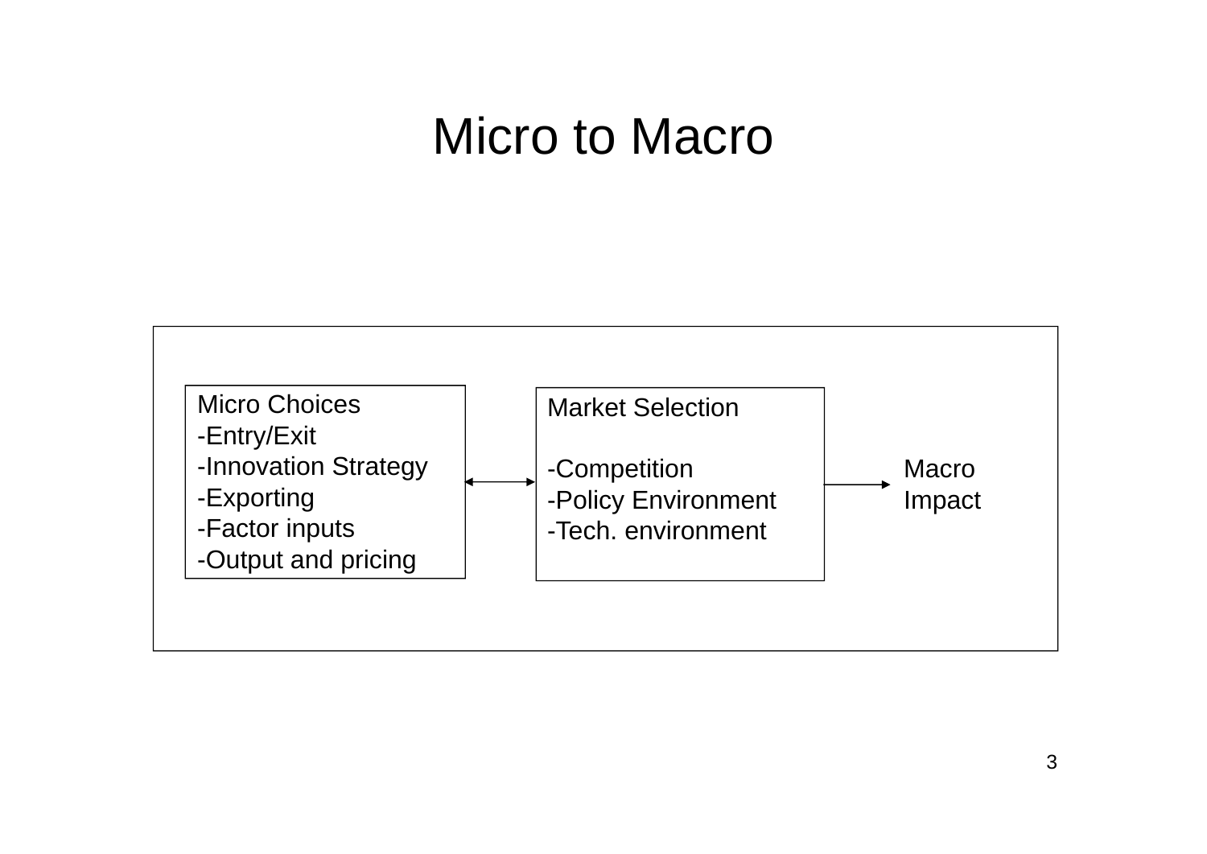# Micro to Macro

Micro Choices
- -Entry/Exit
- -Innovation Strategy
- -Exporting
- -Factor inputs
- -Output and pricing

↔

Market Selection

- -Competition
- -Policy Environment
- -Tech. environment

→

Macro Impact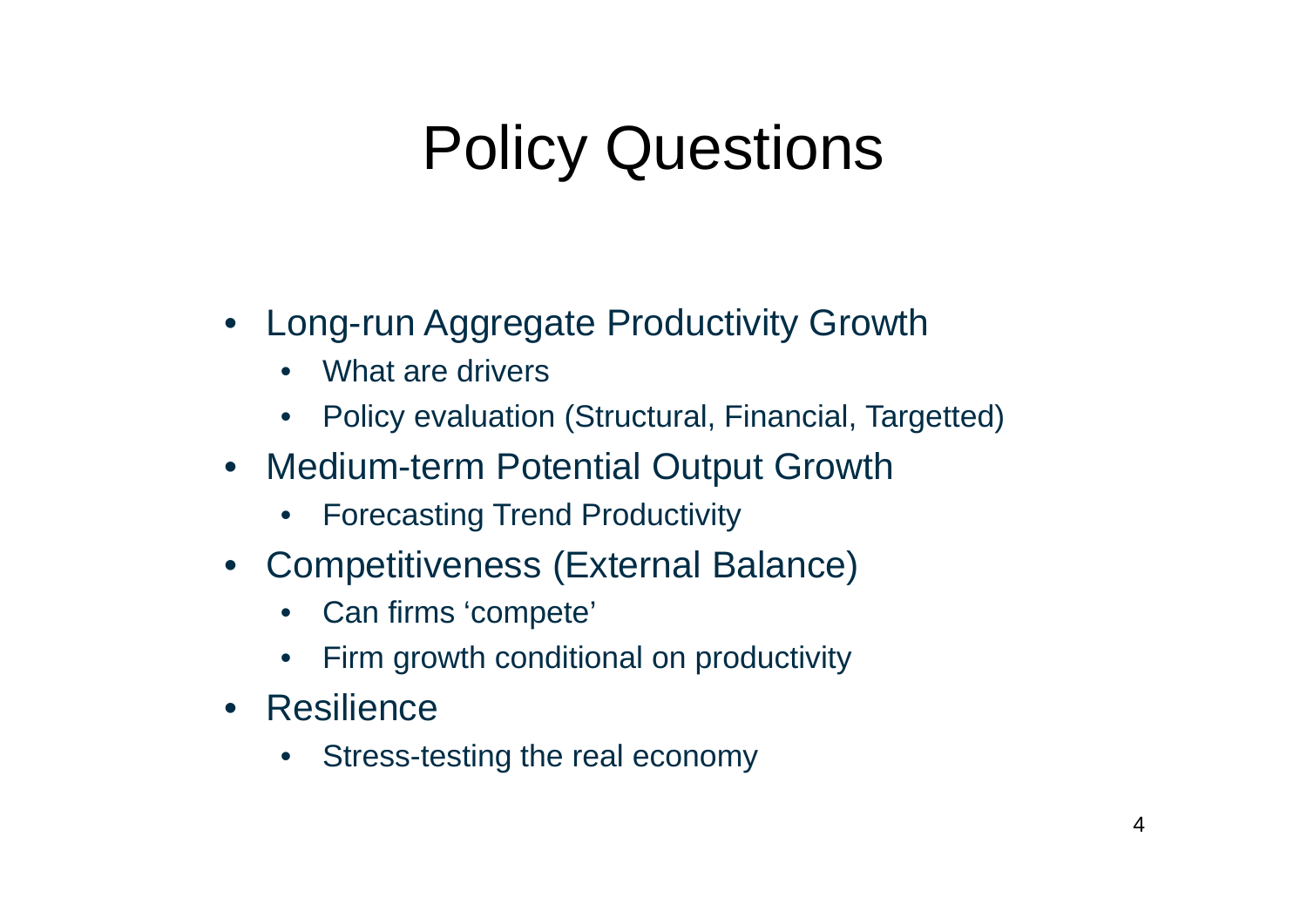# Policy Questions

- Long-run Aggregate Productivity Growth
  - What are drivers
  - Policy evaluation (Structural, Financial, Targetted)
- Medium-term Potential Output Growth
  - Forecasting Trend Productivity
- Competitiveness (External Balance)
  - Can firms 'compete'
  - Firm growth conditional on productivity
- Resilience
  - Stress-testing the real economy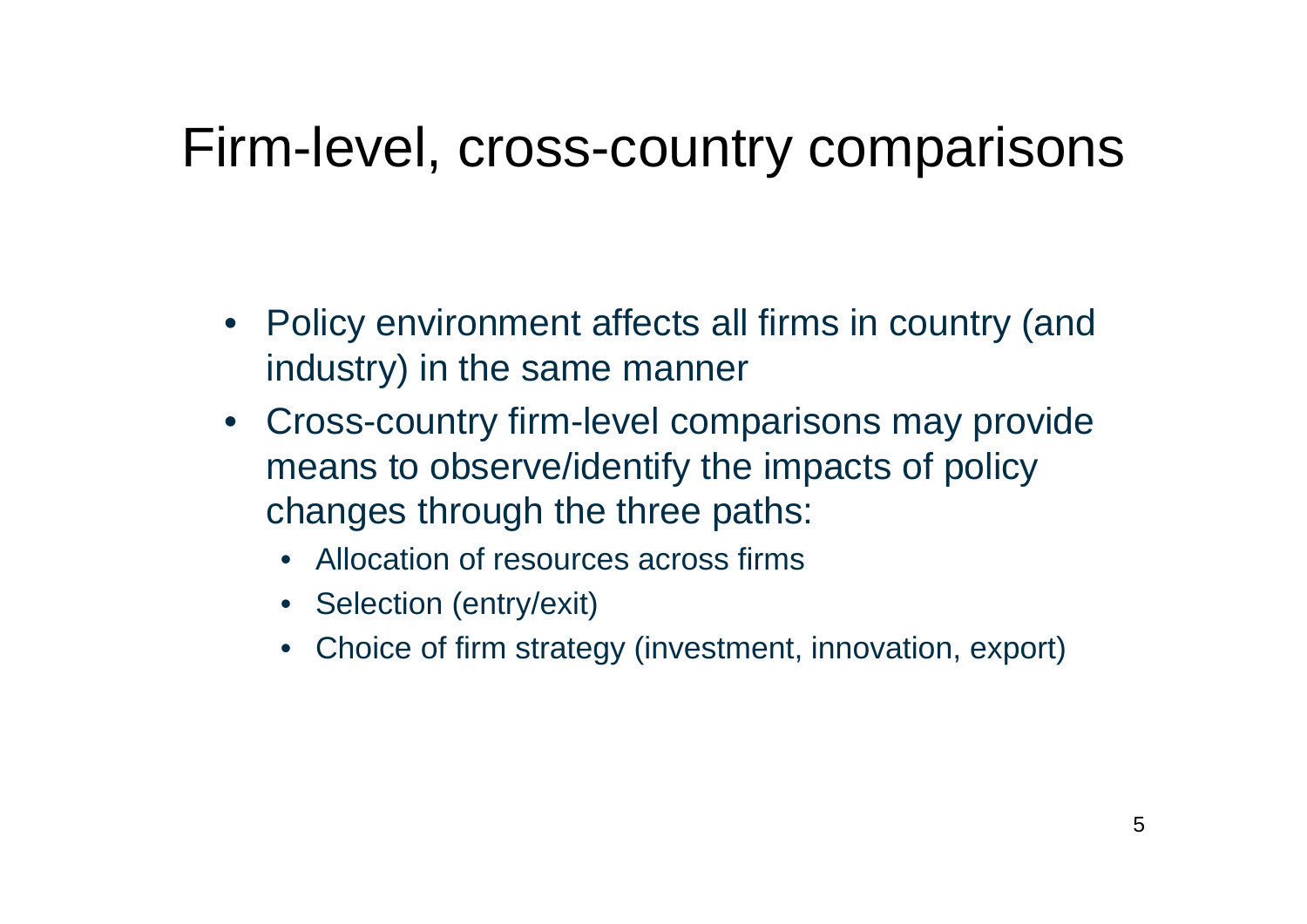# Firm-level, cross-country comparisons

- Policy environment affects all firms in country (and industry) in the same manner
- Cross-country firm-level comparisons may provide means to observe/identify the impacts of policy changes through the three paths:
  - Allocation of resources across firms
  - Selection (entry/exit)
  - Choice of firm strategy (investment, innovation, export)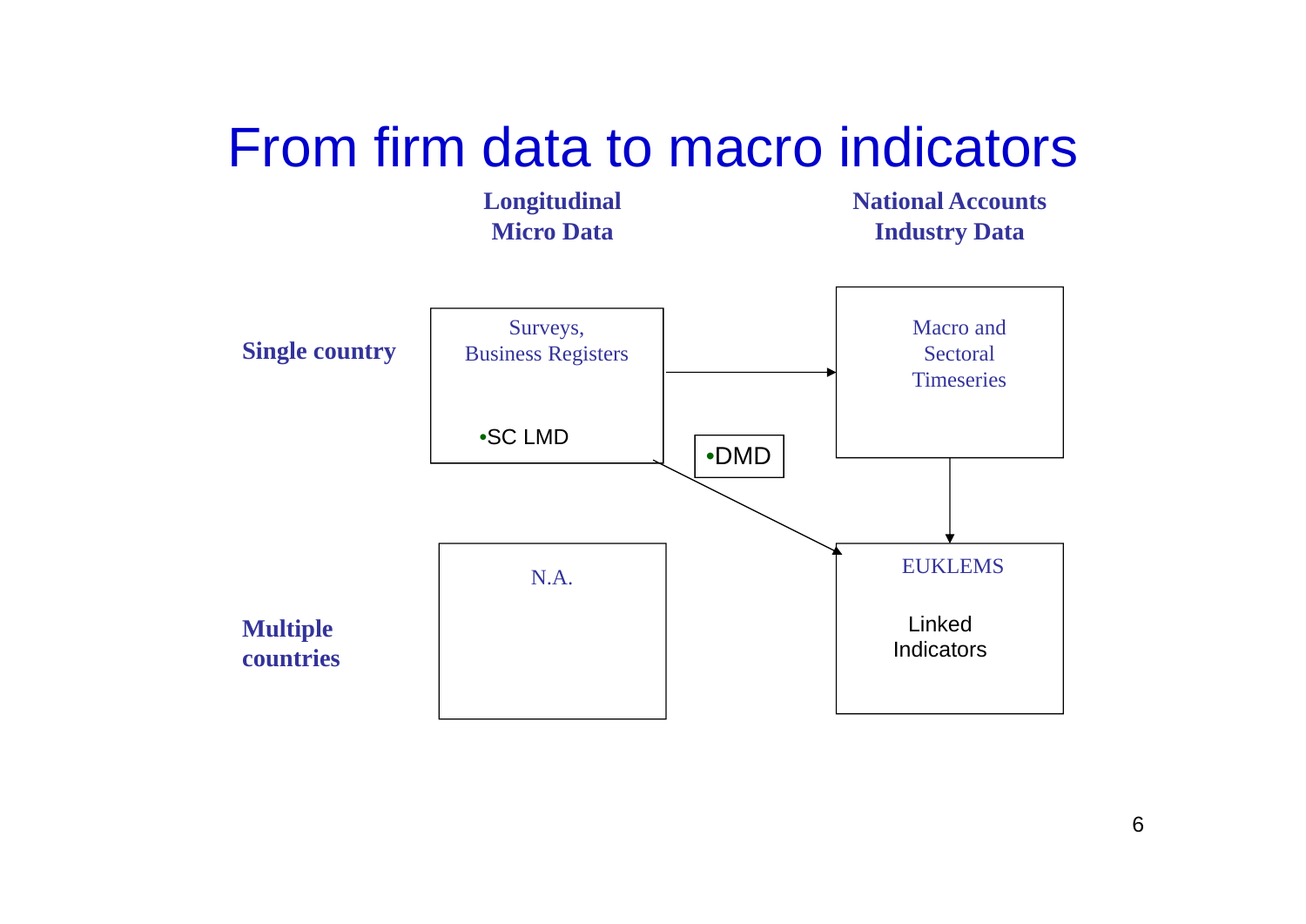# From firm data to macro indicators

| | Longitudinal Micro Data | National Accounts Industry Data |
|---|---|---|
| **Single country** | Surveys, Business Registers<br>•SC LMD | Macro and Sectoral Timeseries |
| **Multiple countries** | N.A. | EUKLEMS<br>Linked Indicators |

•DMD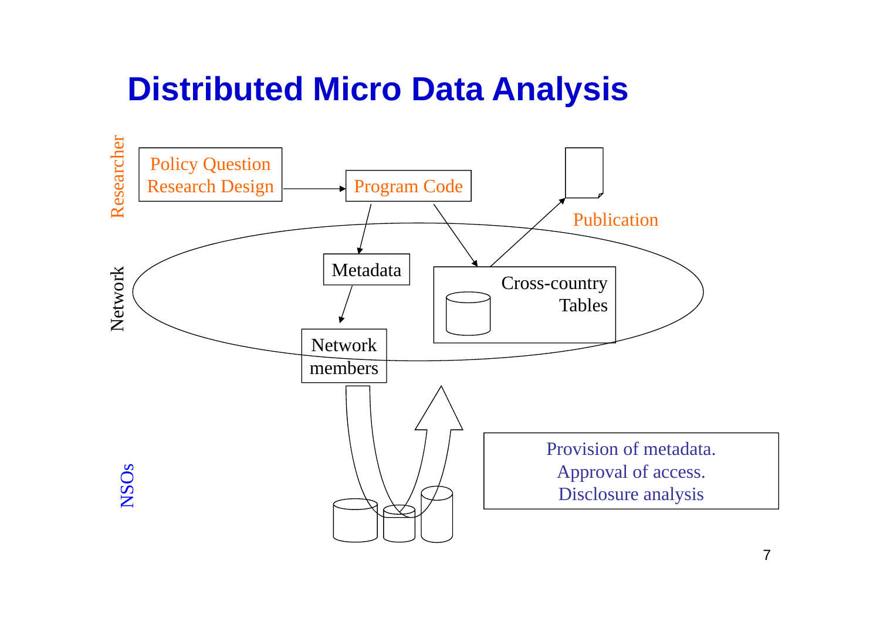# Distributed Micro Data Analysis

Researcher

Policy Question
Research Design

Program Code

Publication

Network

Metadata

Cross-country
Tables

Network
members

NSOs

Provision of metadata.
Approval of access.
Disclosure analysis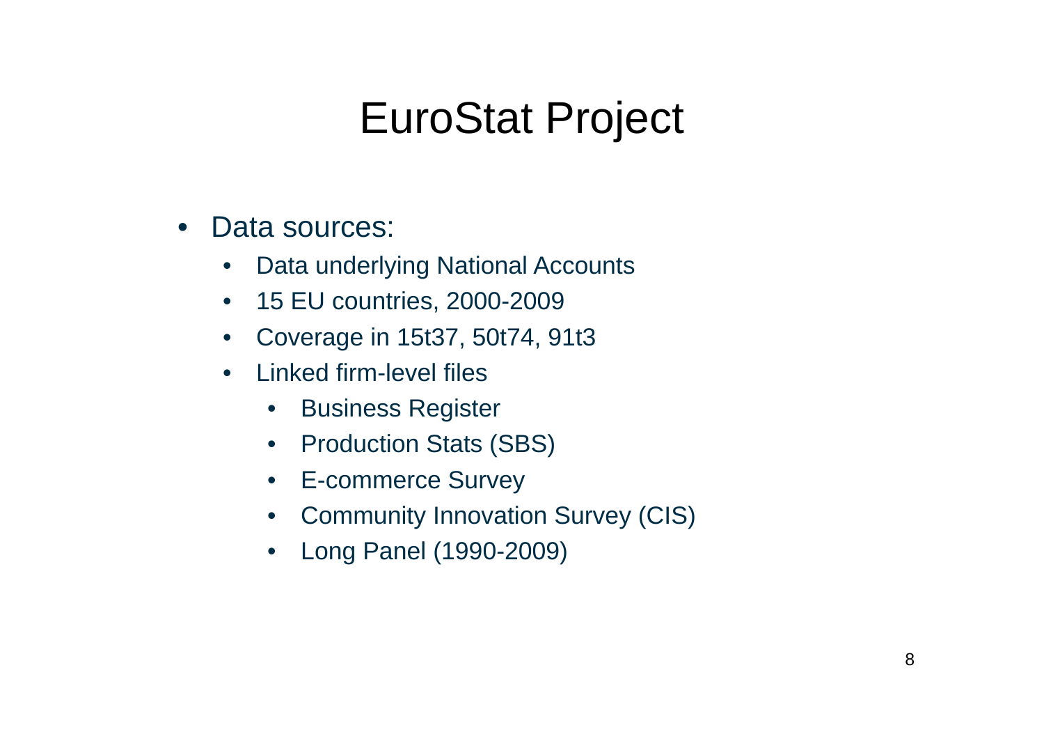# EuroStat Project

- Data sources:
  - Data underlying National Accounts
  - 15 EU countries, 2000-2009
  - Coverage in 15t37, 50t74, 91t3
  - Linked firm-level files
    - Business Register
    - Production Stats (SBS)
    - E-commerce Survey
    - Community Innovation Survey (CIS)
    - Long Panel (1990-2009)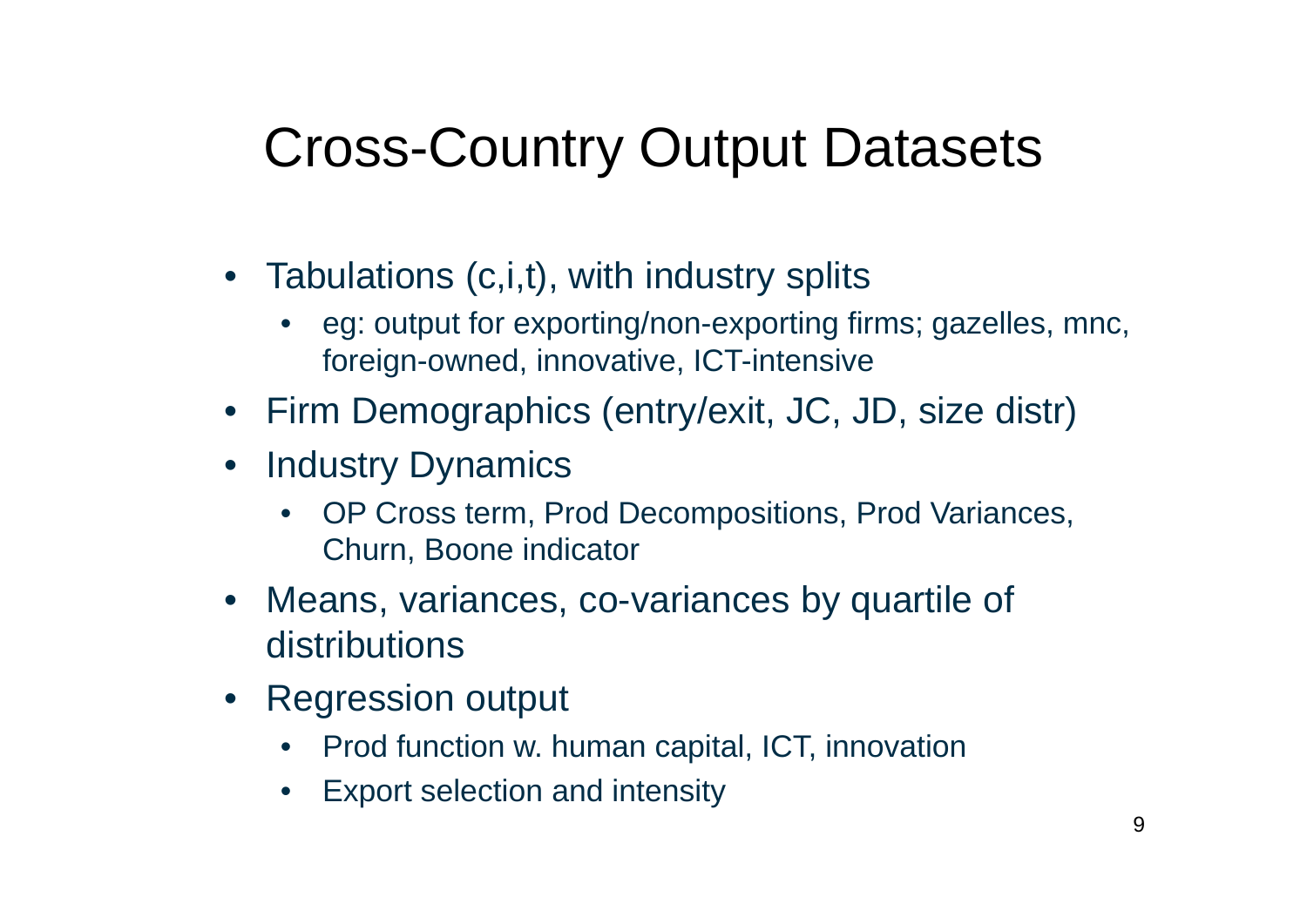# Cross-Country Output Datasets

- Tabulations (c,i,t), with industry splits
  - eg: output for exporting/non-exporting firms; gazelles, mnc, foreign-owned, innovative, ICT-intensive
- Firm Demographics (entry/exit, JC, JD, size distr)
- Industry Dynamics
  - OP Cross term, Prod Decompositions, Prod Variances, Churn, Boone indicator
- Means, variances, co-variances by quartile of distributions
- Regression output
  - Prod function w. human capital, ICT, innovation
  - Export selection and intensity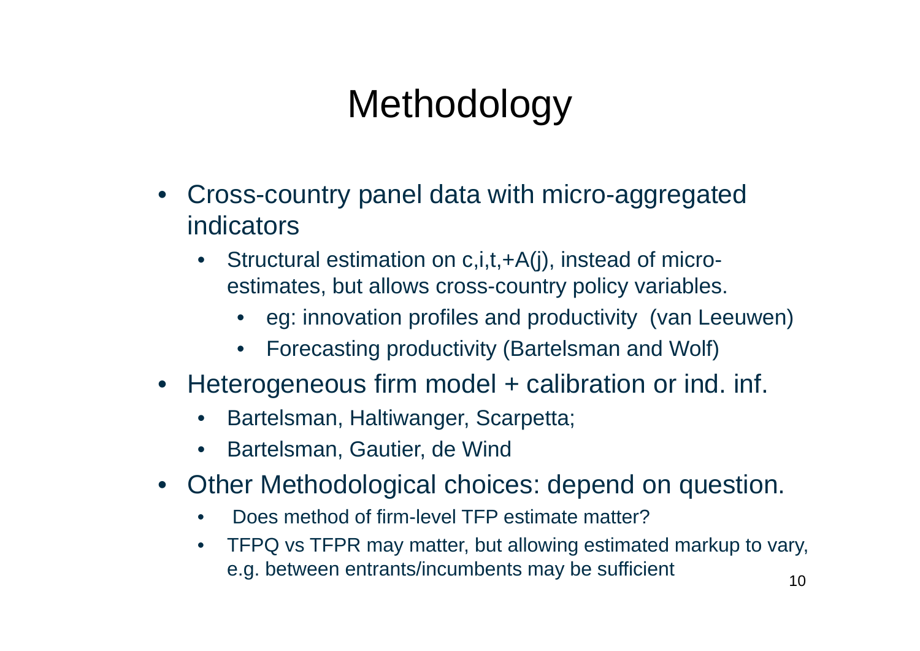# Methodology

- Cross-country panel data with micro-aggregated indicators
  - Structural estimation on c,i,t,+A(j), instead of micro-estimates, but allows cross-country policy variables.
    - eg: innovation profiles and productivity (van Leeuwen)
    - Forecasting productivity (Bartelsman and Wolf)
- Heterogeneous firm model + calibration or ind. inf.
  - Bartelsman, Haltiwanger, Scarpetta;
  - Bartelsman, Gautier, de Wind
- Other Methodological choices: depend on question.
  - Does method of firm-level TFP estimate matter?
  - TFPQ vs TFPR may matter, but allowing estimated markup to vary, e.g. between entrants/incumbents may be sufficient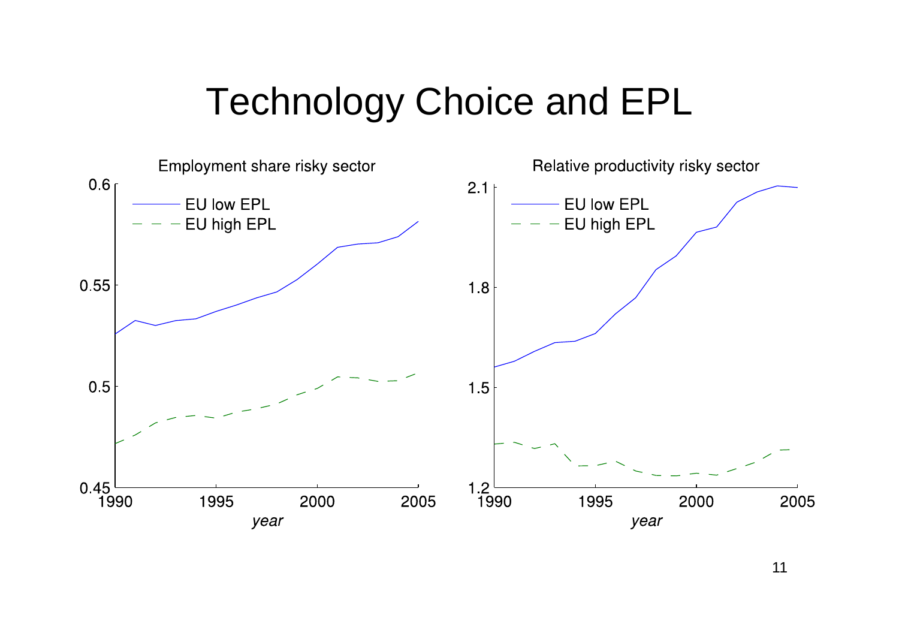# Technology Choice and EPL

## Employment share risky sector

## Relative productivity risky sector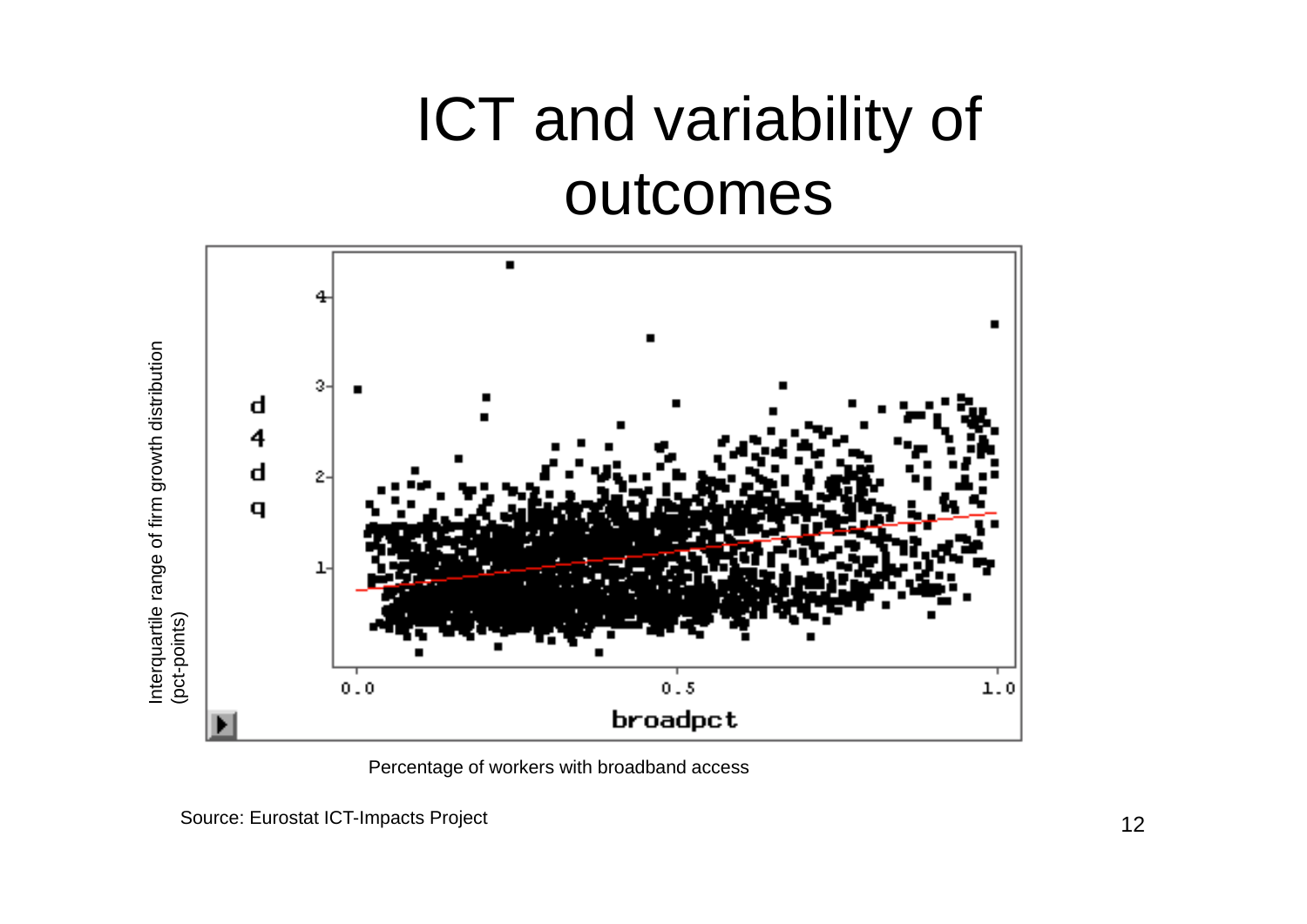# ICT and variability of outcomes

Interquartile range of firm growth distribution (pct-points)

Percentage of workers with broadband access

Source: Eurostat ICT-Impacts Project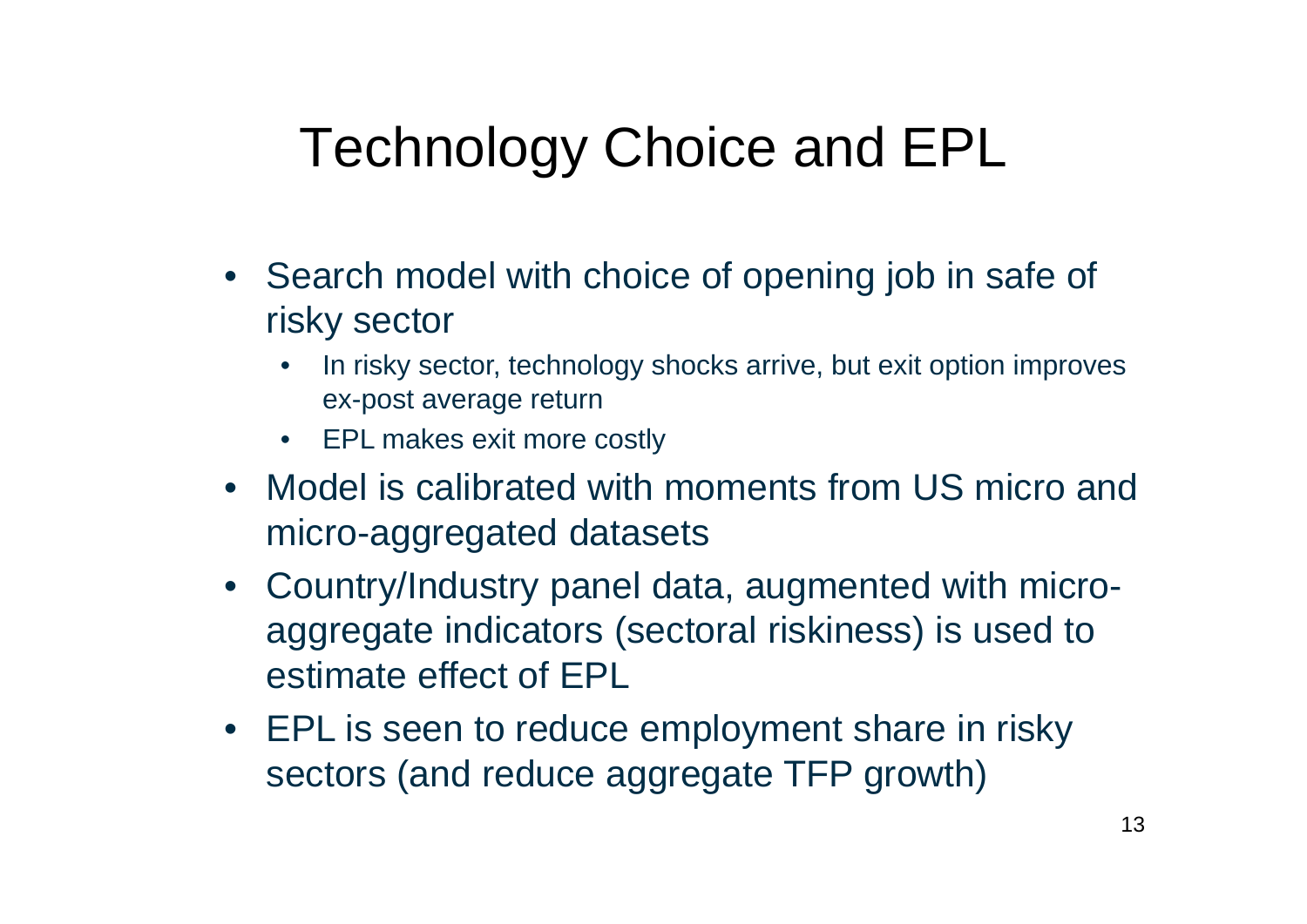# Technology Choice and EPL

- Search model with choice of opening job in safe of risky sector
  - In risky sector, technology shocks arrive, but exit option improves ex-post average return
  - EPL makes exit more costly
- Model is calibrated with moments from US micro and micro-aggregated datasets
- Country/Industry panel data, augmented with micro-aggregate indicators (sectoral riskiness) is used to estimate effect of EPL
- EPL is seen to reduce employment share in risky sectors (and reduce aggregate TFP growth)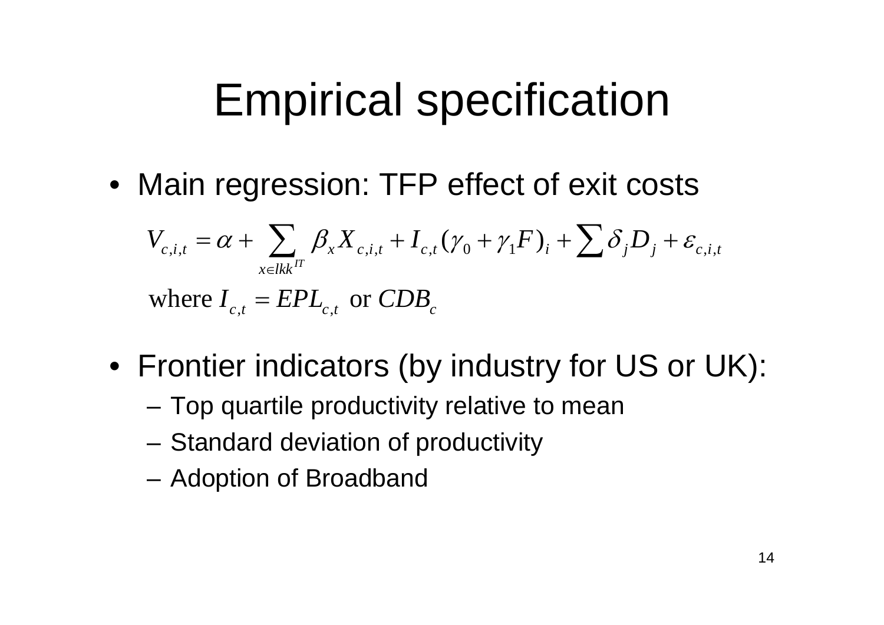# Empirical specification

- Main regression: TFP effect of exit costs

$$V_{c,i,t} = \alpha + \sum_{x \in lkk^{IT}} \beta_x X_{c,i,t} + I_{c,t}(\gamma_0 + \gamma_1 F)_i + \sum \delta_j D_j + \varepsilon_{c,i,t}$$

where $I_{c,t} = EPL_{c,t}$ or $CDB_c$

- Frontier indicators (by industry for US or UK):
  - Top quartile productivity relative to mean
  - Standard deviation of productivity
  - Adoption of Broadband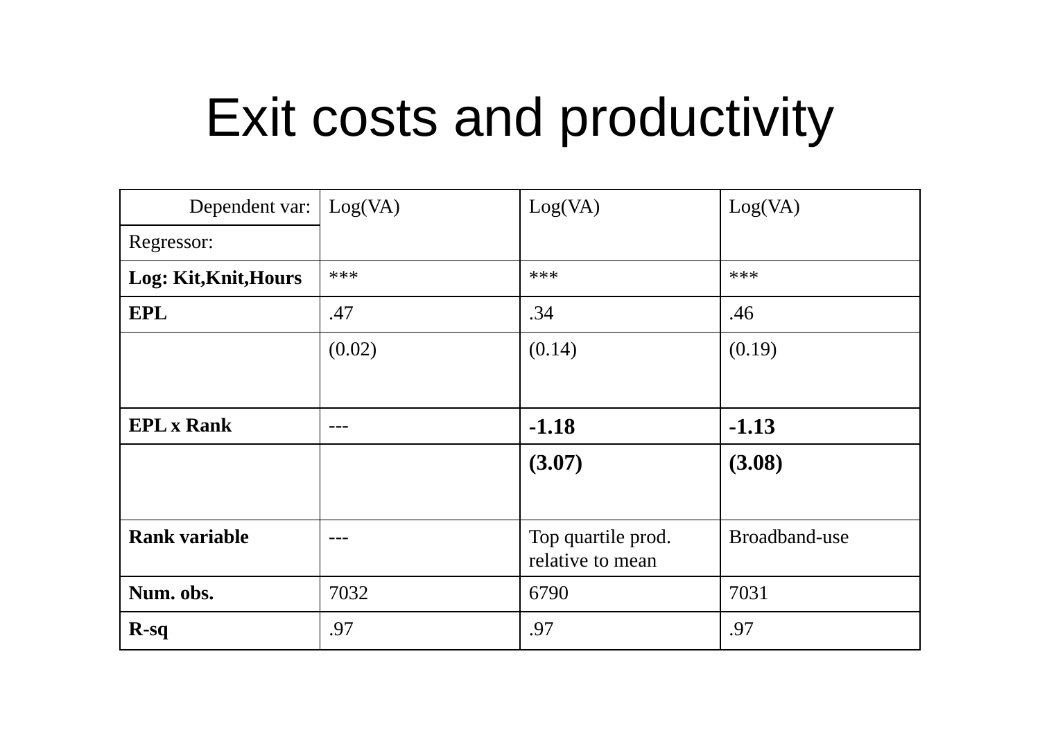# Exit costs and productivity

| Dependent var: | Log(VA) | Log(VA) | Log(VA) |
|---|---|---|---|
| Regressor: | | | |
| **Log: Kit,Knit,Hours** | *** | *** | *** |
| **EPL** | .47 | .34 | .46 |
| | (0.02) | (0.14) | (0.19) |
| **EPL x Rank** | --- | **-1.18** | **-1.13** |
| | | **(3.07)** | **(3.08)** |
| **Rank variable** | --- | Top quartile prod. relative to mean | Broadband-use |
| **Num. obs.** | 7032 | 6790 | 7031 |
| **R-sq** | .97 | .97 | .97 |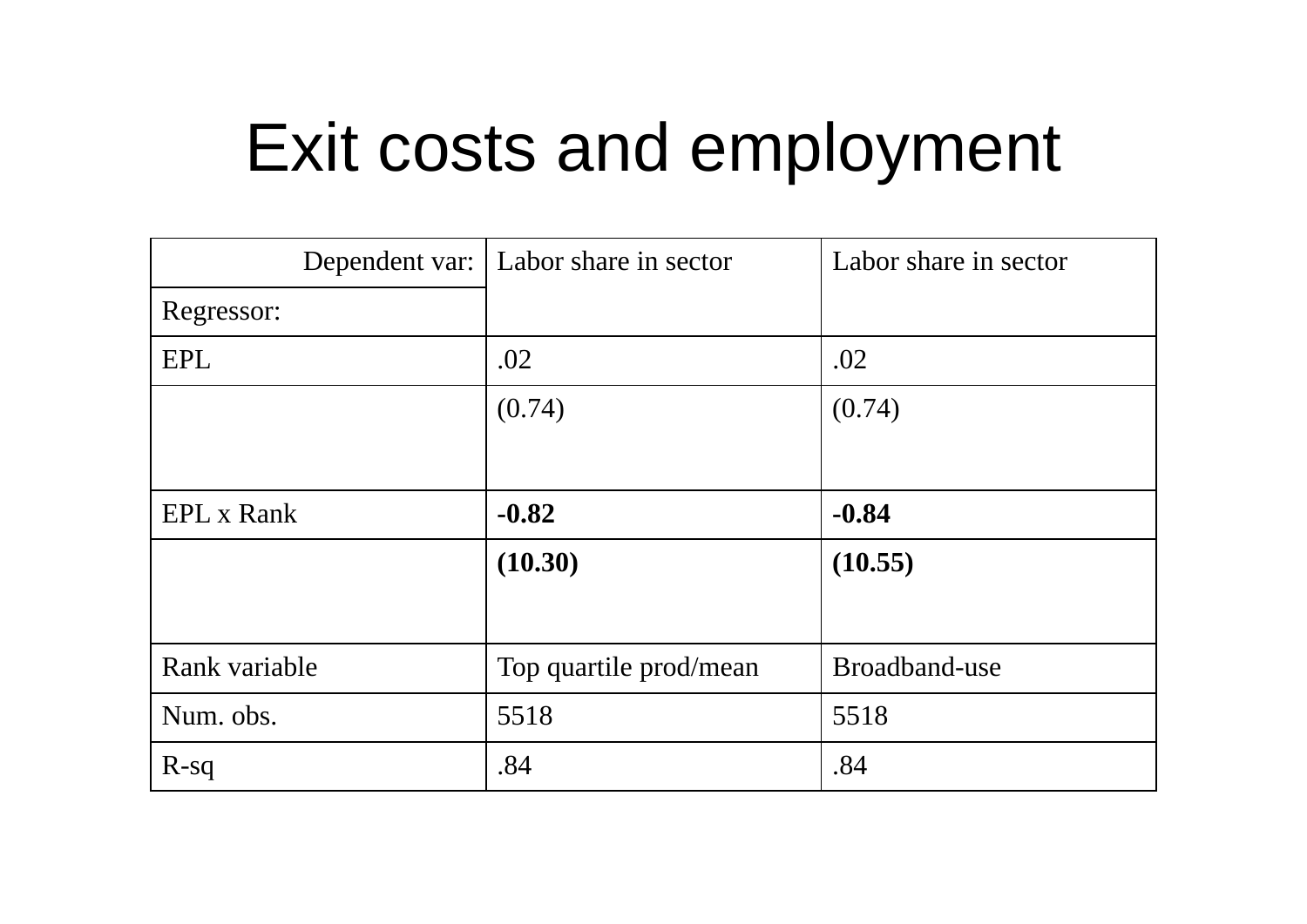# Exit costs and employment

| Dependent var: | Labor share in sector | Labor share in sector |
|---|---|---|
| Regressor: | | |
| EPL | .02 | .02 |
| | (0.74) | (0.74) |
| EPL x Rank | **-0.82** | **-0.84** |
| | **(10.30)** | **(10.55)** |
| Rank variable | Top quartile prod/mean | Broadband-use |
| Num. obs. | 5518 | 5518 |
| R-sq | .84 | .84 |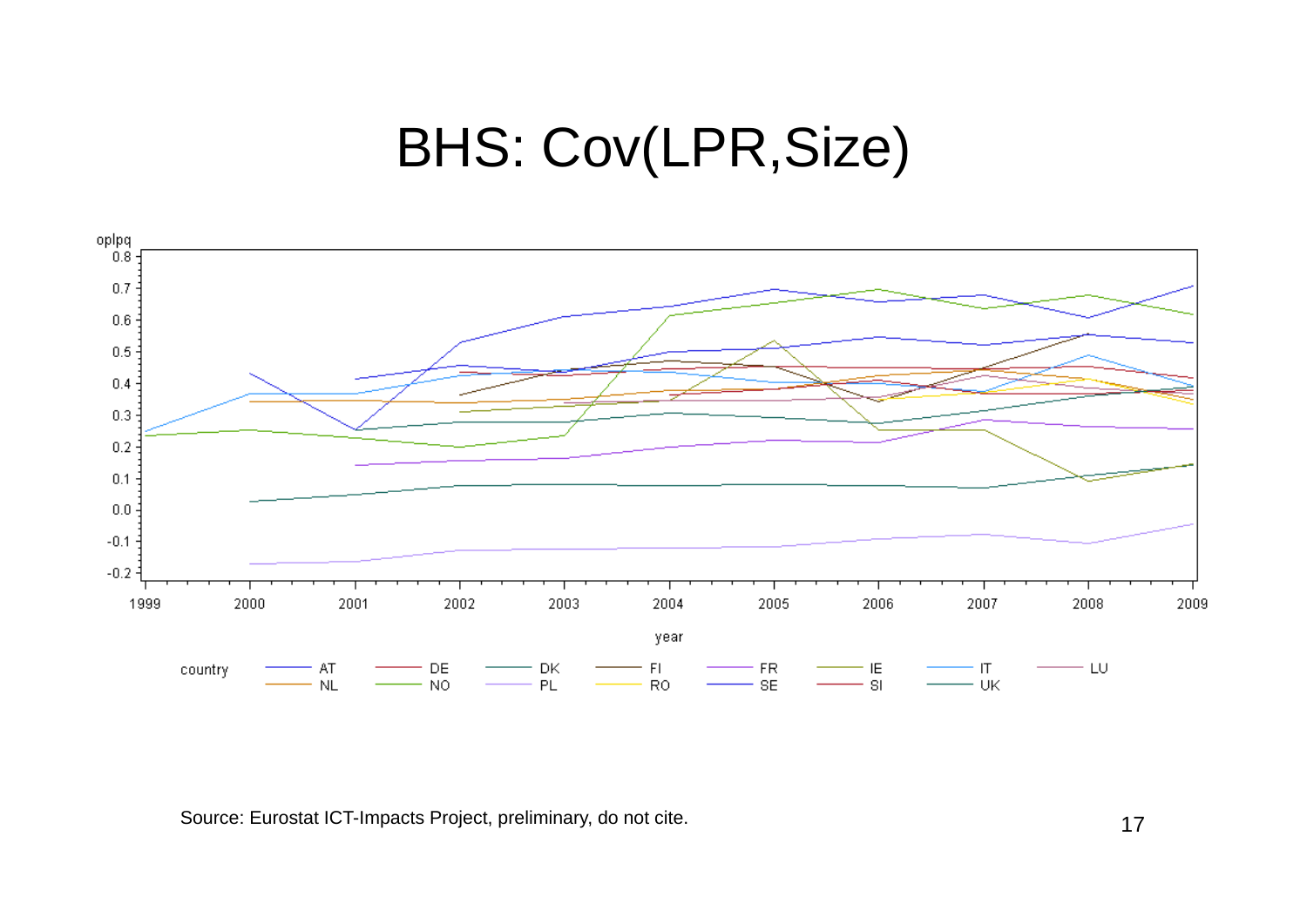# BHS: Cov(LPR,Size)

oplpq

year

country: AT, DE, DK, FI, FR, IE, IT, LU, NL, NO, PL, RO, SE, SI, UK

Source: Eurostat ICT-Impacts Project, preliminary, do not cite.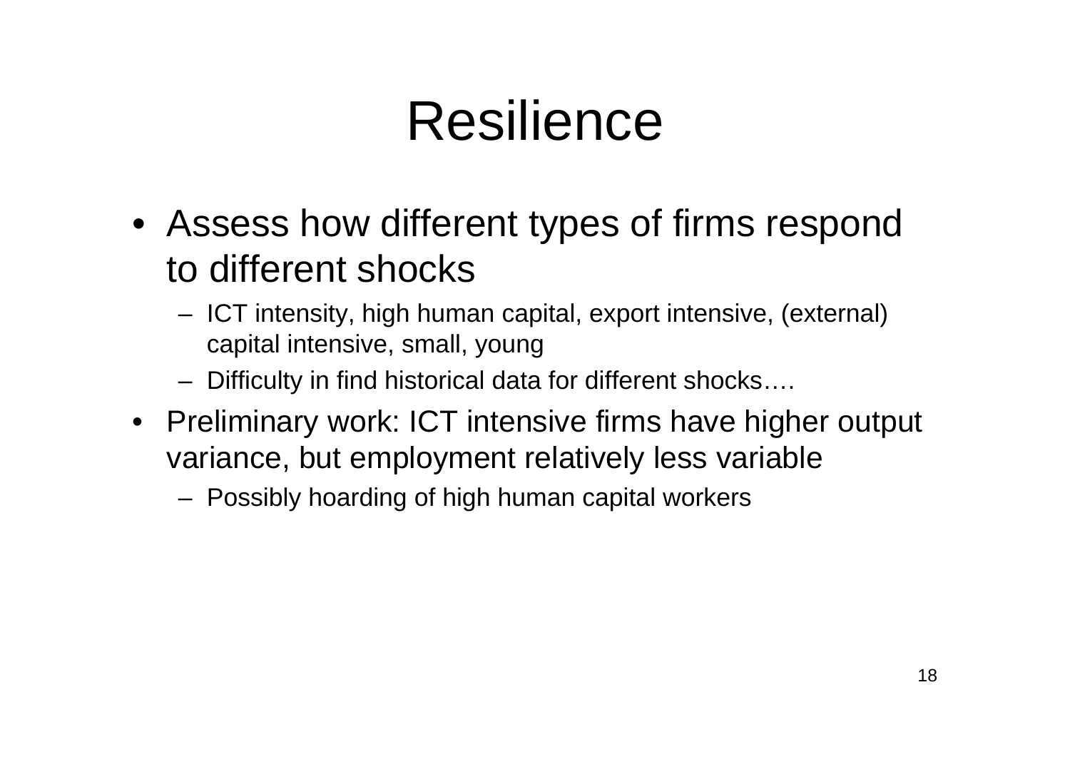# Resilience

- Assess how different types of firms respond to different shocks
  - ICT intensity, high human capital, export intensive, (external) capital intensive, small, young
  - Difficulty in find historical data for different shocks….
- Preliminary work: ICT intensive firms have higher output variance, but employment relatively less variable
  - Possibly hoarding of high human capital workers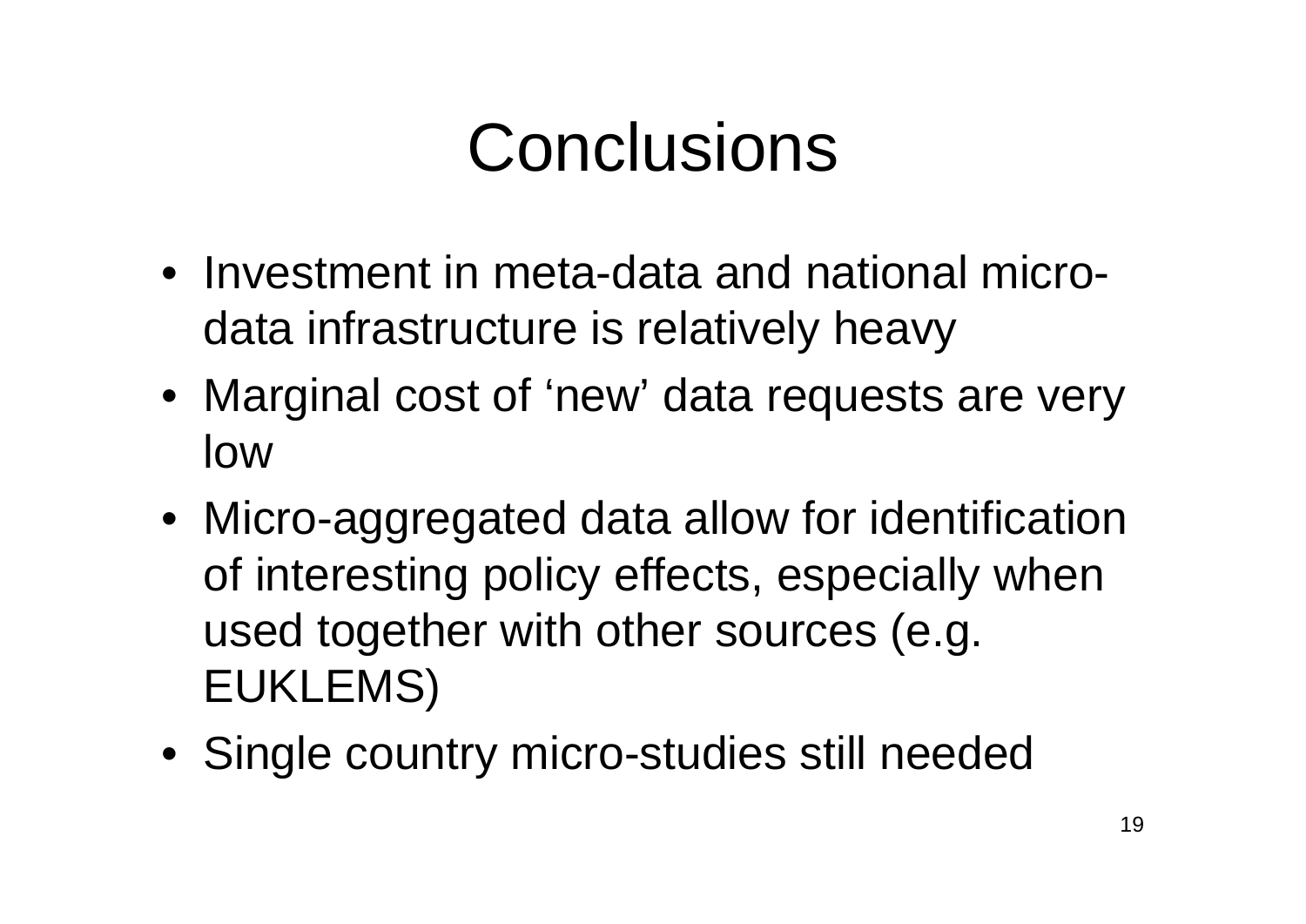# Conclusions

- Investment in meta-data and national micro-data infrastructure is relatively heavy
- Marginal cost of ‘new’ data requests are very low
- Micro-aggregated data allow for identification of interesting policy effects, especially when used together with other sources (e.g. EUKLEMS)
- Single country micro-studies still needed